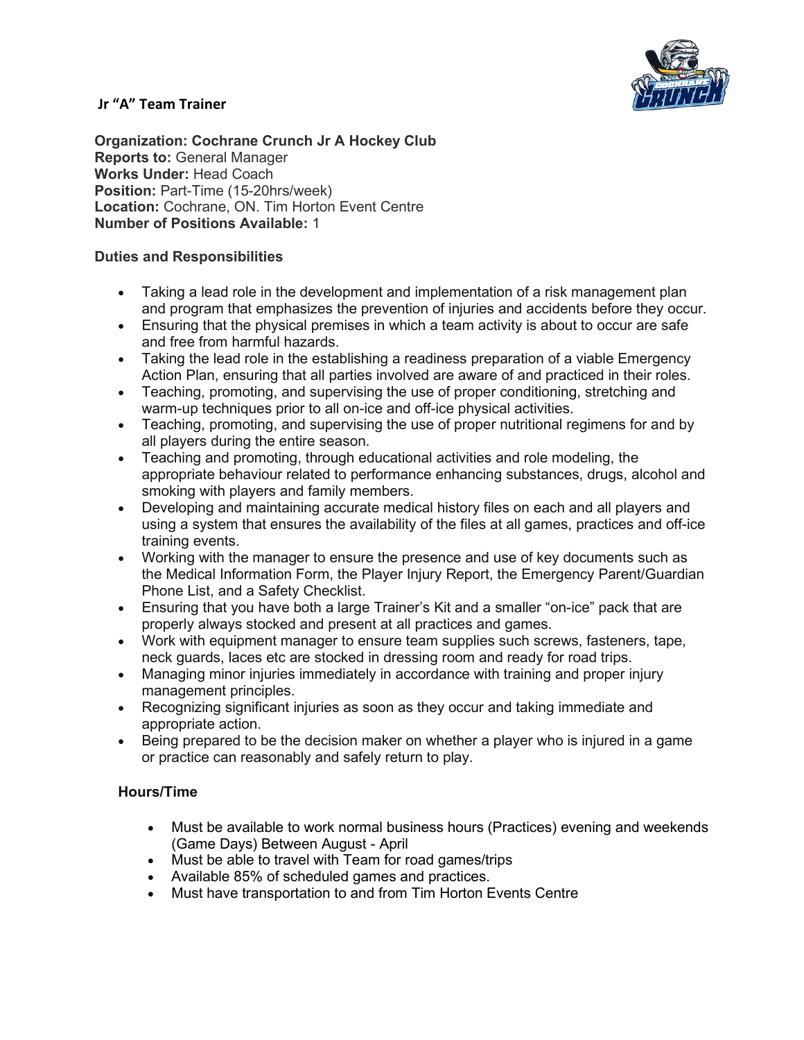# Jr "A" Team Trainer

**Organization: Cochrane Crunch Jr A Hockey Club**
**Reports to:** General Manager
**Works Under:** Head Coach
**Position:** Part-Time (15-20hrs/week)
**Location:** Cochrane, ON. Tim Horton Event Centre
**Number of Positions Available:** 1

## Duties and Responsibilities

- Taking a lead role in the development and implementation of a risk management plan and program that emphasizes the prevention of injuries and accidents before they occur.
- Ensuring that the physical premises in which a team activity is about to occur are safe and free from harmful hazards.
- Taking the lead role in the establishing a readiness preparation of a viable Emergency Action Plan, ensuring that all parties involved are aware of and practiced in their roles.
- Teaching, promoting, and supervising the use of proper conditioning, stretching and warm-up techniques prior to all on-ice and off-ice physical activities.
- Teaching, promoting, and supervising the use of proper nutritional regimens for and by all players during the entire season.
- Teaching and promoting, through educational activities and role modeling, the appropriate behaviour related to performance enhancing substances, drugs, alcohol and smoking with players and family members.
- Developing and maintaining accurate medical history files on each and all players and using a system that ensures the availability of the files at all games, practices and off-ice training events.
- Working with the manager to ensure the presence and use of key documents such as the Medical Information Form, the Player Injury Report, the Emergency Parent/Guardian Phone List, and a Safety Checklist.
- Ensuring that you have both a large Trainer's Kit and a smaller "on-ice" pack that are properly always stocked and present at all practices and games.
- Work with equipment manager to ensure team supplies such screws, fasteners, tape, neck guards, laces etc are stocked in dressing room and ready for road trips.
- Managing minor injuries immediately in accordance with training and proper injury management principles.
- Recognizing significant injuries as soon as they occur and taking immediate and appropriate action.
- Being prepared to be the decision maker on whether a player who is injured in a game or practice can reasonably and safely return to play.

## Hours/Time

- Must be available to work normal business hours (Practices) evening and weekends (Game Days) Between August - April
- Must be able to travel with Team for road games/trips
- Available 85% of scheduled games and practices.
- Must have transportation to and from Tim Horton Events Centre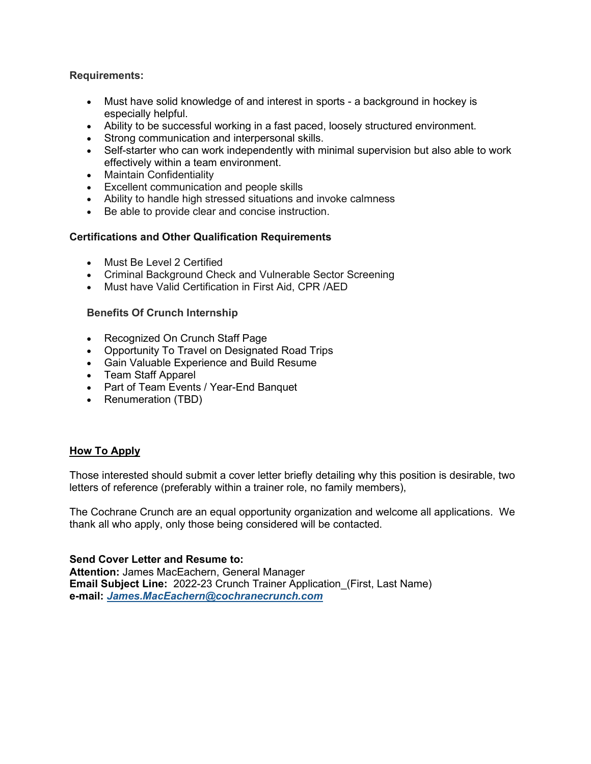**Requirements:**

- Must have solid knowledge of and interest in sports - a background in hockey is especially helpful.
- Ability to be successful working in a fast paced, loosely structured environment.
- Strong communication and interpersonal skills.
- Self-starter who can work independently with minimal supervision but also able to work effectively within a team environment.
- Maintain Confidentiality
- Excellent communication and people skills
- Ability to handle high stressed situations and invoke calmness
- Be able to provide clear and concise instruction.

**Certifications and Other Qualification Requirements**

- Must Be Level 2 Certified
- Criminal Background Check and Vulnerable Sector Screening
- Must have Valid Certification in First Aid, CPR /AED

**Benefits Of Crunch Internship**

- Recognized On Crunch Staff Page
- Opportunity To Travel on Designated Road Trips
- Gain Valuable Experience and Build Resume
- Team Staff Apparel
- Part of Team Events / Year-End Banquet
- Renumeration (TBD)

**How To Apply**

Those interested should submit a cover letter briefly detailing why this position is desirable, two letters of reference (preferably within a trainer role, no family members),

The Cochrane Crunch are an equal opportunity organization and welcome all applications. We thank all who apply, only those being considered will be contacted.

**Send Cover Letter and Resume to:**
**Attention:** James MacEachern, General Manager
**Email Subject Line:** 2022-23 Crunch Trainer Application_(First, Last Name)
**e-mail:** ***James.MacEachern@cochranecrunch.com***